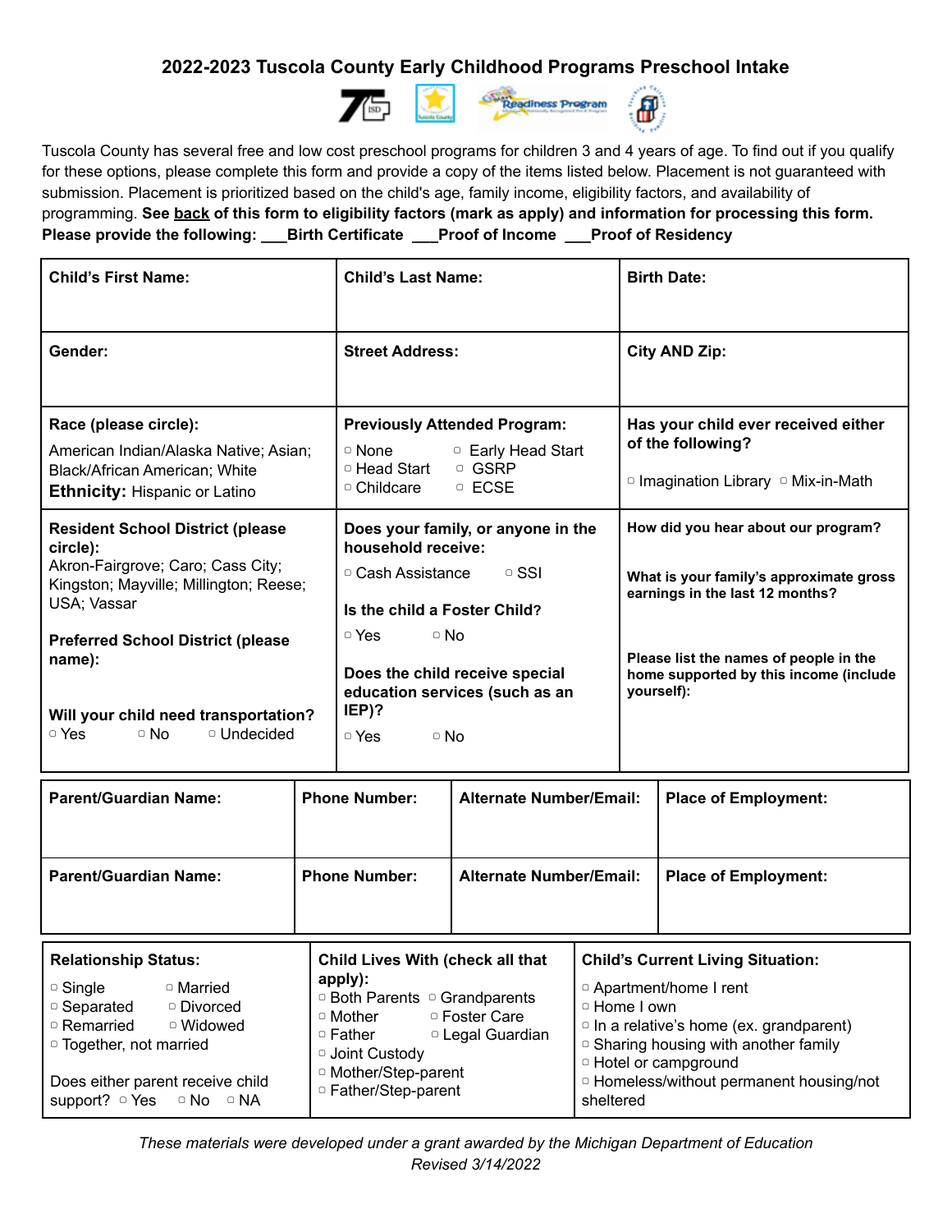## 2022-2023 Tuscola County Early Childhood Programs Preschool Intake

Tuscola County has several free and low cost preschool programs for children 3 and 4 years of age. To find out if you qualify for these options, please complete this form and provide a copy of the items listed below. Placement is not guaranteed with submission. Placement is prioritized based on the child's age, family income, eligibility factors, and availability of programming. **See back of this form to eligibility factors (mark as apply) and information for processing this form.**

**Please provide the following: ___Birth Certificate ___Proof of Income ___Proof of Residency**

| **Child's First Name:** | **Child's Last Name:** | **Birth Date:** |
|---|---|---|
| **Gender:** | **Street Address:** | **City AND Zip:** |
| **Race (please circle):** American Indian/Alaska Native; Asian; Black/African American; White **Ethnicity:** Hispanic or Latino | **Previously Attended Program:** ▢ None ▢ Early Head Start ▢ Head Start ▢ GSRP ▢ Childcare ▢ ECSE | **Has your child ever received either of the following?** ▢ Imagination Library ▢ Mix-in-Math |
| **Resident School District (please circle):** Akron-Fairgrove; Caro; Cass City; Kingston; Mayville; Millington; Reese; USA; Vassar<br>**Preferred School District (please name):**<br>**Will your child need transportation?** ▢ Yes ▢ No ▢ Undecided | **Does your family, or anyone in the household receive:** ▢ Cash Assistance ▢ SSI<br>**Is the child a Foster Child?** ▢ Yes ▢ No<br>**Does the child receive special education services (such as an IEP)?** ▢ Yes ▢ No | **How did you hear about our program?**<br>**What is your family's approximate gross earnings in the last 12 months?**<br>**Please list the names of people in the home supported by this income (include yourself):** |

| **Parent/Guardian Name:** | **Phone Number:** | **Alternate Number/Email:** | **Place of Employment:** |
|---|---|---|---|
| **Parent/Guardian Name:** | **Phone Number:** | **Alternate Number/Email:** | **Place of Employment:** |

| **Relationship Status:** | **Child Lives With (check all that apply):** | **Child's Current Living Situation:** |
|---|---|---|
| ▢ Single ▢ Married ▢ Separated ▢ Divorced ▢ Remarried ▢ Widowed ▢ Together, not married<br>Does either parent receive child support? ▢ Yes ▢ No ▢ NA | ▢ Both Parents ▢ Grandparents ▢ Mother ▢ Foster Care ▢ Father ▢ Legal Guardian ▢ Joint Custody ▢ Mother/Step-parent ▢ Father/Step-parent | ▢ Apartment/home I rent ▢ Home I own ▢ In a relative's home (ex. grandparent) ▢ Sharing housing with another family ▢ Hotel or campground ▢ Homeless/without permanent housing/not sheltered |

*These materials were developed under a grant awarded by the Michigan Department of Education*
*Revised 3/14/2022*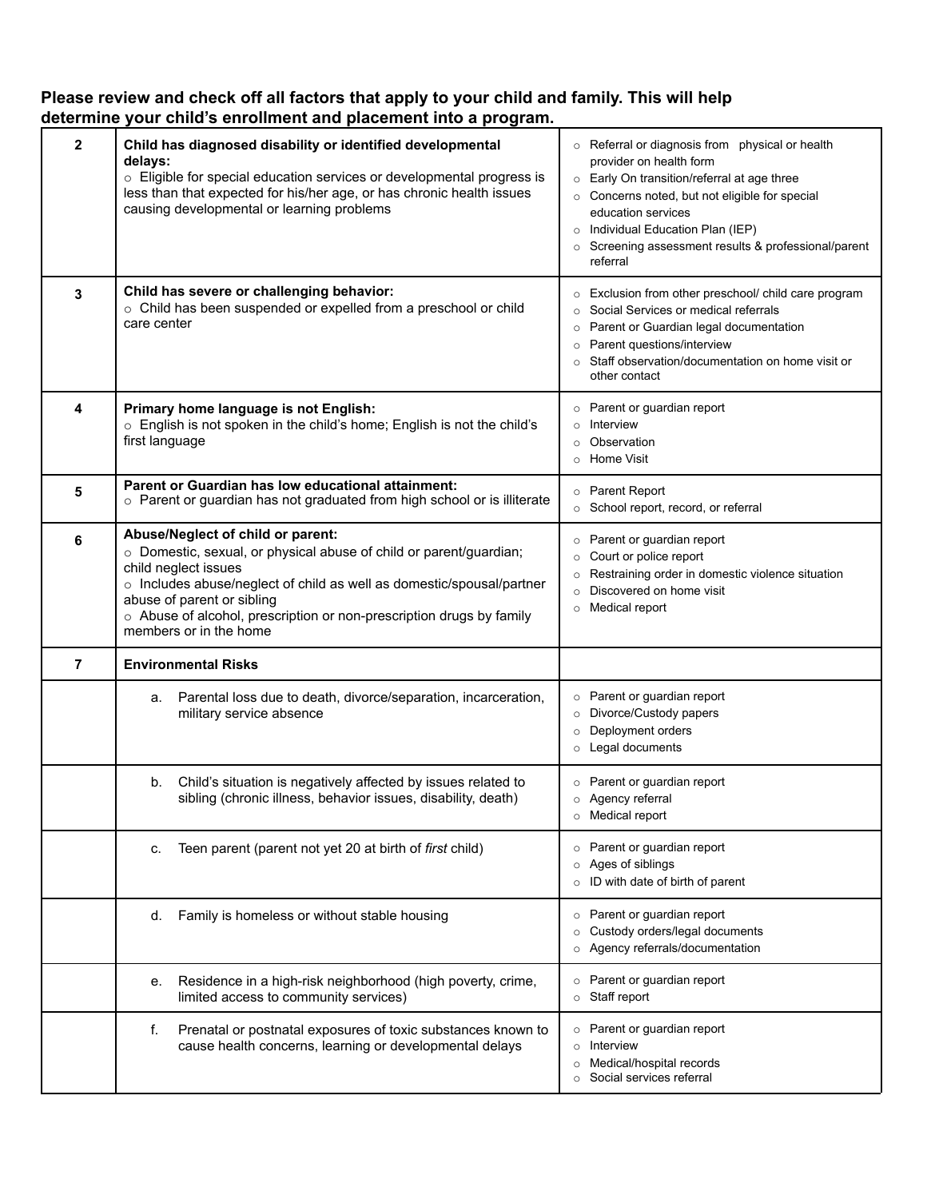**Please review and check off all factors that apply to your child and family. This will help determine your child's enrollment and placement into a program.**

| | | |
|---|---|---|
| 2 | **Child has diagnosed disability or identified developmental delays:**<br>○ Eligible for special education services or developmental progress is less than that expected for his/her age, or has chronic health issues causing developmental or learning problems | ○ Referral or diagnosis from physical or health provider on health form<br>○ Early On transition/referral at age three<br>○ Concerns noted, but not eligible for special education services<br>○ Individual Education Plan (IEP)<br>○ Screening assessment results & professional/parent referral |
| 3 | **Child has severe or challenging behavior:**<br>○ Child has been suspended or expelled from a preschool or child care center | ○ Exclusion from other preschool/ child care program<br>○ Social Services or medical referrals<br>○ Parent or Guardian legal documentation<br>○ Parent questions/interview<br>○ Staff observation/documentation on home visit or other contact |
| 4 | **Primary home language is not English:**<br>○ English is not spoken in the child's home; English is not the child's first language | ○ Parent or guardian report<br>○ Interview<br>○ Observation<br>○ Home Visit |
| 5 | **Parent or Guardian has low educational attainment:**<br>○ Parent or guardian has not graduated from high school or is illiterate | ○ Parent Report<br>○ School report, record, or referral |
| 6 | **Abuse/Neglect of child or parent:**<br>○ Domestic, sexual, or physical abuse of child or parent/guardian; child neglect issues<br>○ Includes abuse/neglect of child as well as domestic/spousal/partner abuse of parent or sibling<br>○ Abuse of alcohol, prescription or non-prescription drugs by family members or in the home | ○ Parent or guardian report<br>○ Court or police report<br>○ Restraining order in domestic violence situation<br>○ Discovered on home visit<br>○ Medical report |
| 7 | **Environmental Risks** | |
| | a. Parental loss due to death, divorce/separation, incarceration, military service absence | ○ Parent or guardian report<br>○ Divorce/Custody papers<br>○ Deployment orders<br>○ Legal documents |
| | b. Child's situation is negatively affected by issues related to sibling (chronic illness, behavior issues, disability, death) | ○ Parent or guardian report<br>○ Agency referral<br>○ Medical report |
| | c. Teen parent (parent not yet 20 at birth of *first* child) | ○ Parent or guardian report<br>○ Ages of siblings<br>○ ID with date of birth of parent |
| | d. Family is homeless or without stable housing | ○ Parent or guardian report<br>○ Custody orders/legal documents<br>○ Agency referrals/documentation |
| | e. Residence in a high-risk neighborhood (high poverty, crime, limited access to community services) | ○ Parent or guardian report<br>○ Staff report |
| | f. Prenatal or postnatal exposures of toxic substances known to cause health concerns, learning or developmental delays | ○ Parent or guardian report<br>○ Interview<br>○ Medical/hospital records<br>○ Social services referral |